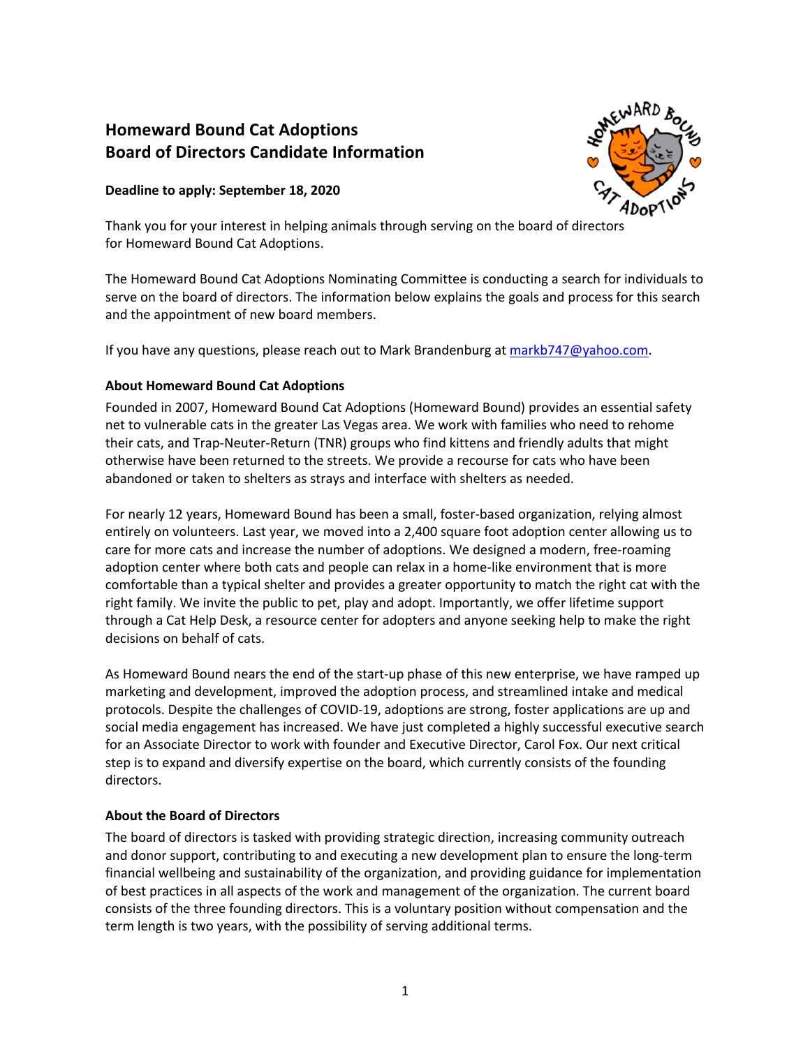# Homeward Bound Cat Adoptions
# Board of Directors Candidate Information

**Deadline to apply: September 18, 2020**

Thank you for your interest in helping animals through serving on the board of directors for Homeward Bound Cat Adoptions.

The Homeward Bound Cat Adoptions Nominating Committee is conducting a search for individuals to serve on the board of directors. The information below explains the goals and process for this search and the appointment of new board members.

If you have any questions, please reach out to Mark Brandenburg at markb747@yahoo.com.

## About Homeward Bound Cat Adoptions

Founded in 2007, Homeward Bound Cat Adoptions (Homeward Bound) provides an essential safety net to vulnerable cats in the greater Las Vegas area. We work with families who need to rehome their cats, and Trap-Neuter-Return (TNR) groups who find kittens and friendly adults that might otherwise have been returned to the streets. We provide a recourse for cats who have been abandoned or taken to shelters as strays and interface with shelters as needed.

For nearly 12 years, Homeward Bound has been a small, foster-based organization, relying almost entirely on volunteers. Last year, we moved into a 2,400 square foot adoption center allowing us to care for more cats and increase the number of adoptions. We designed a modern, free-roaming adoption center where both cats and people can relax in a home-like environment that is more comfortable than a typical shelter and provides a greater opportunity to match the right cat with the right family. We invite the public to pet, play and adopt. Importantly, we offer lifetime support through a Cat Help Desk, a resource center for adopters and anyone seeking help to make the right decisions on behalf of cats.

As Homeward Bound nears the end of the start-up phase of this new enterprise, we have ramped up marketing and development, improved the adoption process, and streamlined intake and medical protocols. Despite the challenges of COVID-19, adoptions are strong, foster applications are up and social media engagement has increased. We have just completed a highly successful executive search for an Associate Director to work with founder and Executive Director, Carol Fox. Our next critical step is to expand and diversify expertise on the board, which currently consists of the founding directors.

## About the Board of Directors

The board of directors is tasked with providing strategic direction, increasing community outreach and donor support, contributing to and executing a new development plan to ensure the long-term financial wellbeing and sustainability of the organization, and providing guidance for implementation of best practices in all aspects of the work and management of the organization. The current board consists of the three founding directors. This is a voluntary position without compensation and the term length is two years, with the possibility of serving additional terms.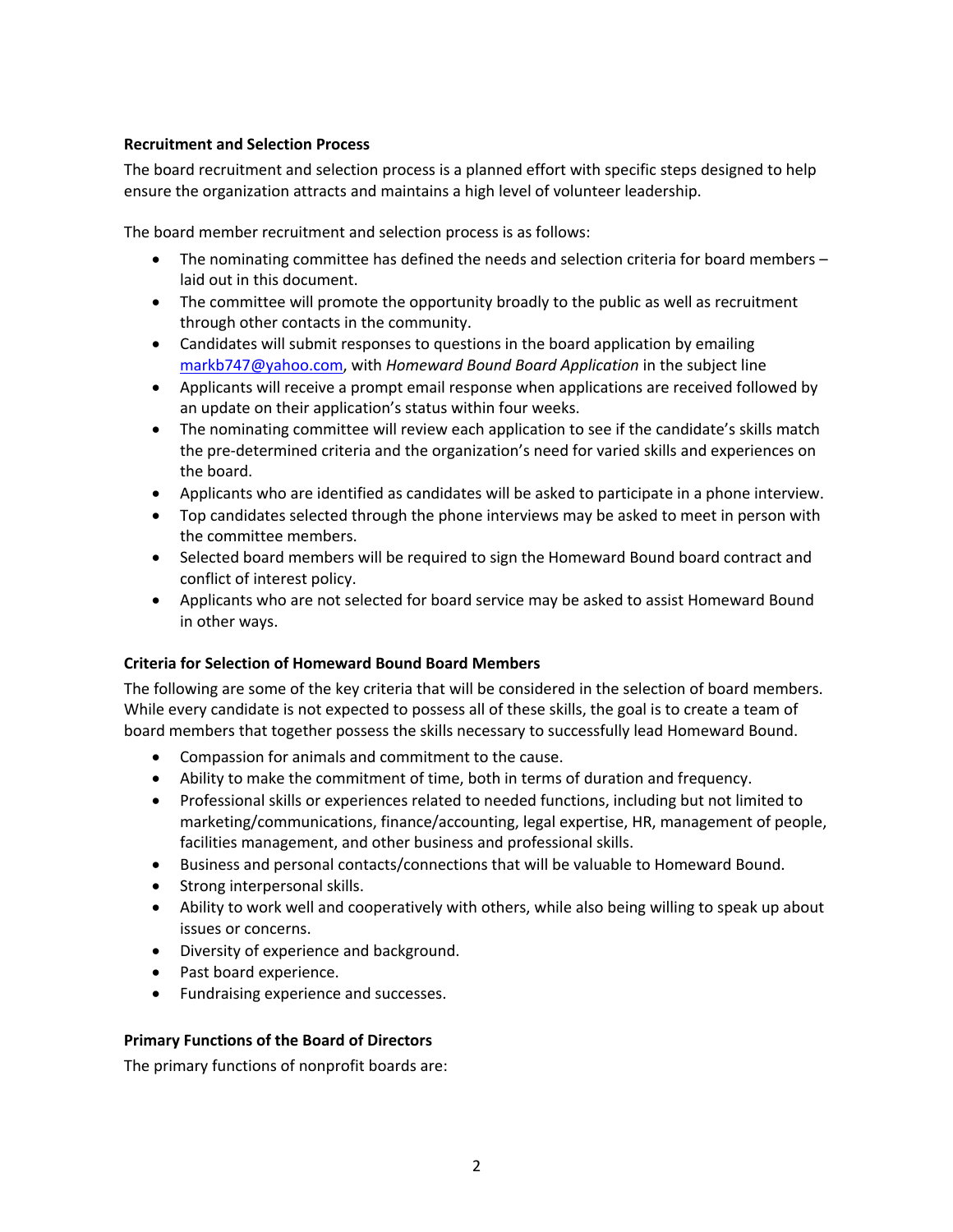**Recruitment and Selection Process**

The board recruitment and selection process is a planned effort with specific steps designed to help ensure the organization attracts and maintains a high level of volunteer leadership.

The board member recruitment and selection process is as follows:

- The nominating committee has defined the needs and selection criteria for board members – laid out in this document.
- The committee will promote the opportunity broadly to the public as well as recruitment through other contacts in the community.
- Candidates will submit responses to questions in the board application by emailing markb747@yahoo.com, with *Homeward Bound Board Application* in the subject line
- Applicants will receive a prompt email response when applications are received followed by an update on their application's status within four weeks.
- The nominating committee will review each application to see if the candidate's skills match the pre-determined criteria and the organization's need for varied skills and experiences on the board.
- Applicants who are identified as candidates will be asked to participate in a phone interview.
- Top candidates selected through the phone interviews may be asked to meet in person with the committee members.
- Selected board members will be required to sign the Homeward Bound board contract and conflict of interest policy.
- Applicants who are not selected for board service may be asked to assist Homeward Bound in other ways.

**Criteria for Selection of Homeward Bound Board Members**

The following are some of the key criteria that will be considered in the selection of board members. While every candidate is not expected to possess all of these skills, the goal is to create a team of board members that together possess the skills necessary to successfully lead Homeward Bound.

- Compassion for animals and commitment to the cause.
- Ability to make the commitment of time, both in terms of duration and frequency.
- Professional skills or experiences related to needed functions, including but not limited to marketing/communications, finance/accounting, legal expertise, HR, management of people, facilities management, and other business and professional skills.
- Business and personal contacts/connections that will be valuable to Homeward Bound.
- Strong interpersonal skills.
- Ability to work well and cooperatively with others, while also being willing to speak up about issues or concerns.
- Diversity of experience and background.
- Past board experience.
- Fundraising experience and successes.

**Primary Functions of the Board of Directors**

The primary functions of nonprofit boards are: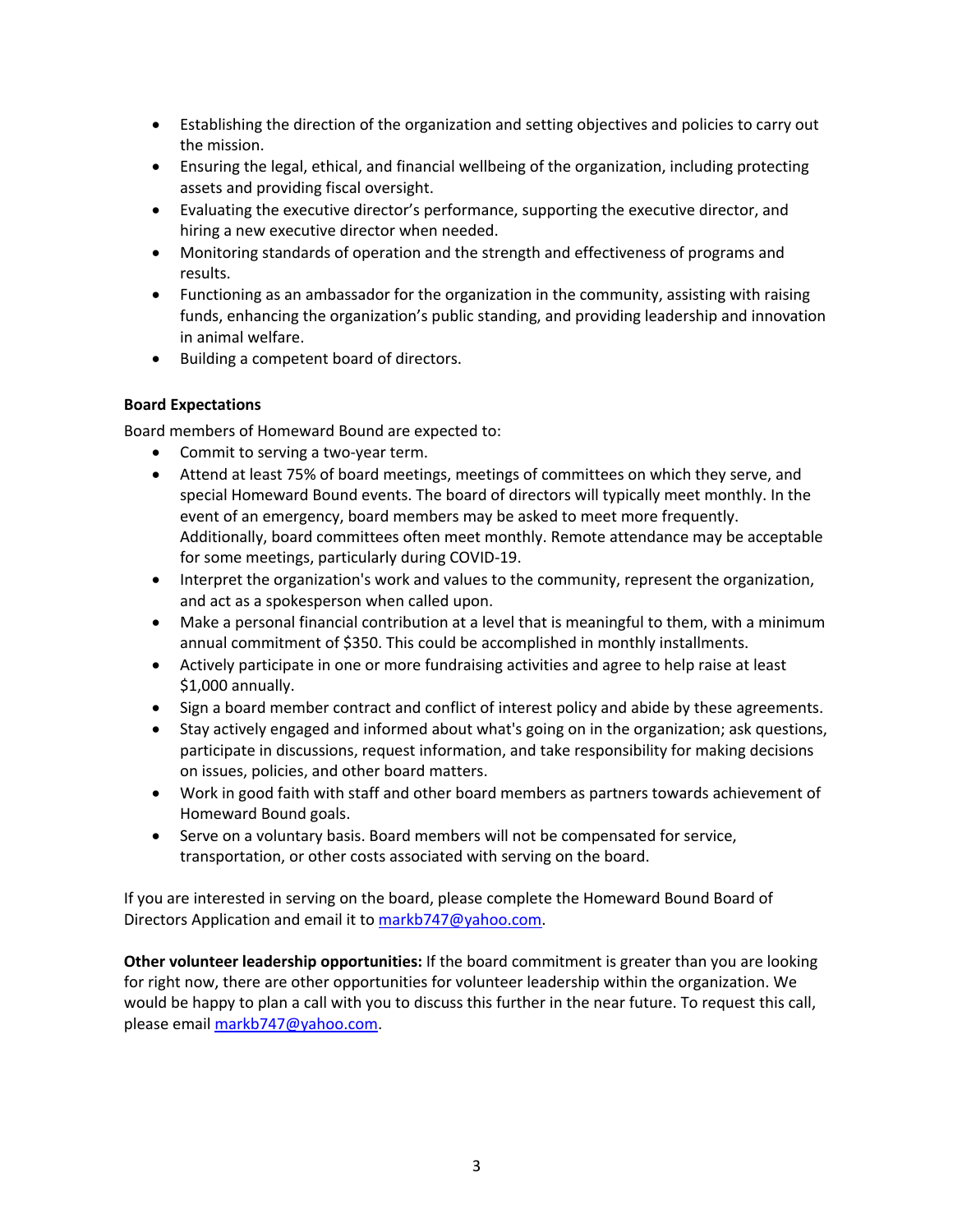- Establishing the direction of the organization and setting objectives and policies to carry out the mission.
- Ensuring the legal, ethical, and financial wellbeing of the organization, including protecting assets and providing fiscal oversight.
- Evaluating the executive director's performance, supporting the executive director, and hiring a new executive director when needed.
- Monitoring standards of operation and the strength and effectiveness of programs and results.
- Functioning as an ambassador for the organization in the community, assisting with raising funds, enhancing the organization's public standing, and providing leadership and innovation in animal welfare.
- Building a competent board of directors.

**Board Expectations**

Board members of Homeward Bound are expected to:

- Commit to serving a two-year term.
- Attend at least 75% of board meetings, meetings of committees on which they serve, and special Homeward Bound events. The board of directors will typically meet monthly. In the event of an emergency, board members may be asked to meet more frequently. Additionally, board committees often meet monthly. Remote attendance may be acceptable for some meetings, particularly during COVID-19.
- Interpret the organization's work and values to the community, represent the organization, and act as a spokesperson when called upon.
- Make a personal financial contribution at a level that is meaningful to them, with a minimum annual commitment of $350. This could be accomplished in monthly installments.
- Actively participate in one or more fundraising activities and agree to help raise at least $1,000 annually.
- Sign a board member contract and conflict of interest policy and abide by these agreements.
- Stay actively engaged and informed about what's going on in the organization; ask questions, participate in discussions, request information, and take responsibility for making decisions on issues, policies, and other board matters.
- Work in good faith with staff and other board members as partners towards achievement of Homeward Bound goals.
- Serve on a voluntary basis. Board members will not be compensated for service, transportation, or other costs associated with serving on the board.

If you are interested in serving on the board, please complete the Homeward Bound Board of Directors Application and email it to markb747@yahoo.com.

**Other volunteer leadership opportunities:** If the board commitment is greater than you are looking for right now, there are other opportunities for volunteer leadership within the organization. We would be happy to plan a call with you to discuss this further in the near future. To request this call, please email markb747@yahoo.com.